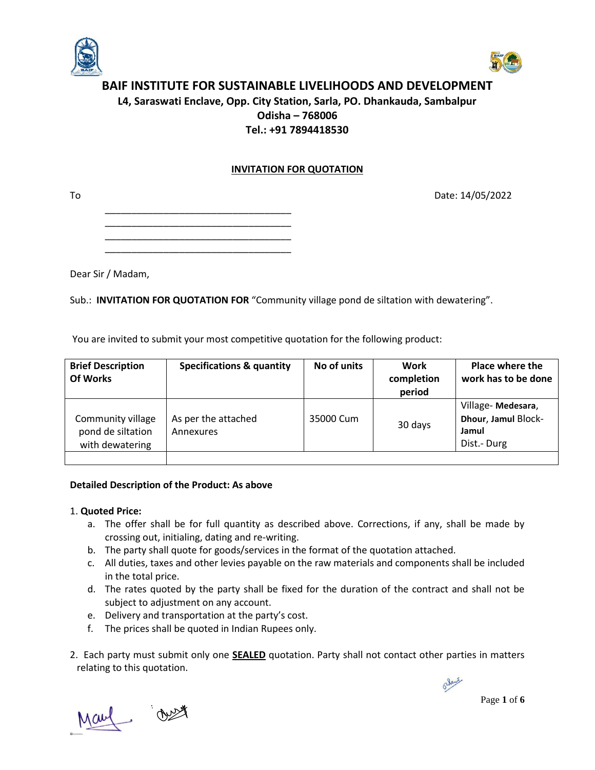# BAIF INSTITUTE FOR SUSTAINABLE LIVELIHOODS AND DEVELOPMENT

**L4, Saraswati Enclave, Opp. City Station, Sarla, PO. Dhankauda, Sambalpur**
**Odisha – 768006**
**Tel.: +91 7894418530**

## INVITATION FOR QUOTATION

To

Date: 14/05/2022

\_\_\_\_\_\_\_\_\_\_\_\_\_\_\_\_\_\_\_\_\_\_\_\_\_\_\_\_\_\_\_\_\_\_\_\_
\_\_\_\_\_\_\_\_\_\_\_\_\_\_\_\_\_\_\_\_\_\_\_\_\_\_\_\_\_\_\_\_\_\_\_\_
\_\_\_\_\_\_\_\_\_\_\_\_\_\_\_\_\_\_\_\_\_\_\_\_\_\_\_\_\_\_\_\_\_\_\_\_
\_\_\_\_\_\_\_\_\_\_\_\_\_\_\_\_\_\_\_\_\_\_\_\_\_\_\_\_\_\_\_\_\_\_\_\_

Dear Sir / Madam,

Sub.: **INVITATION FOR QUOTATION FOR** "Community village pond de siltation with dewatering".

You are invited to submit your most competitive quotation for the following product:

| Brief Description Of Works | Specifications & quantity | No of units | Work completion period | Place where the work has to be done |
|---|---|---|---|---|
| Community village pond de siltation with dewatering | As per the attached Annexures | 35000 Cum | 30 days | Village- **Medesara**, **Dhour**, **Jamul** Block- **Jamul** Dist.- Durg |
| | | | | |

**Detailed Description of the Product: As above**

1. **Quoted Price:**
   a. The offer shall be for full quantity as described above. Corrections, if any, shall be made by crossing out, initialing, dating and re-writing.
   b. The party shall quote for goods/services in the format of the quotation attached.
   c. All duties, taxes and other levies payable on the raw materials and components shall be included in the total price.
   d. The rates quoted by the party shall be fixed for the duration of the contract and shall not be subject to adjustment on any account.
   e. Delivery and transportation at the party's cost.
   f. The prices shall be quoted in Indian Rupees only.

2. Each party must submit only one **SEALED** quotation. Party shall not contact other parties in matters relating to this quotation.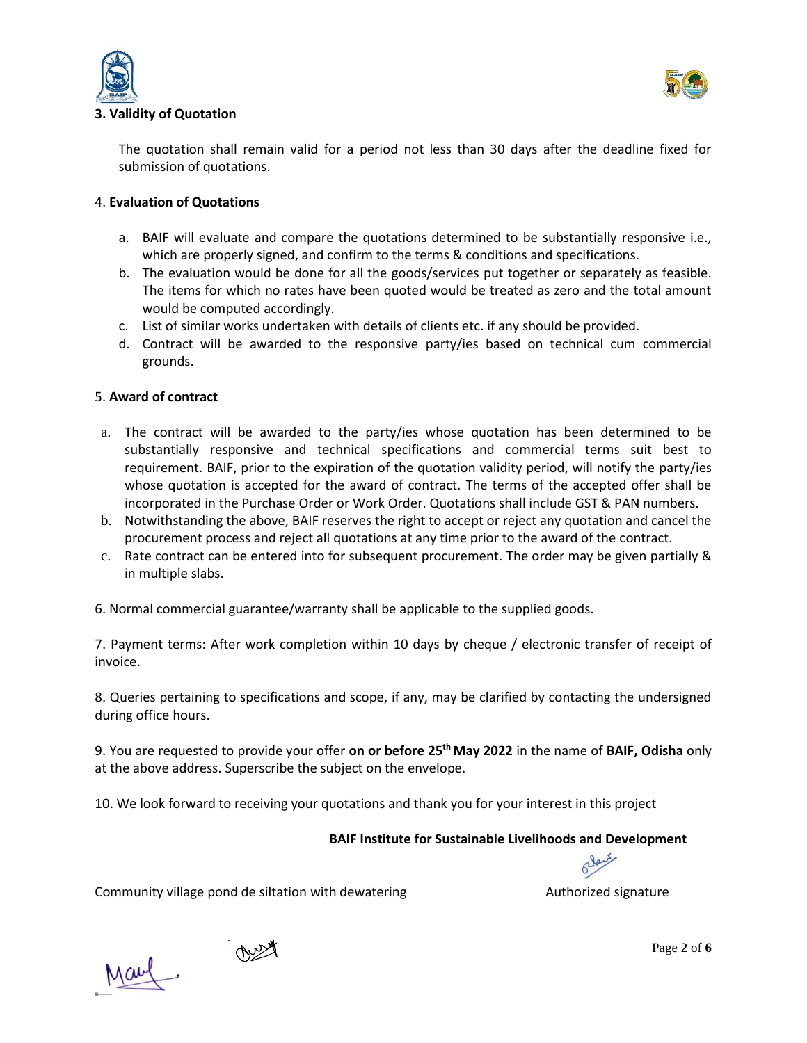### 3. Validity of Quotation

The quotation shall remain valid for a period not less than 30 days after the deadline fixed for submission of quotations.

### 4. Evaluation of Quotations

a. BAIF will evaluate and compare the quotations determined to be substantially responsive i.e., which are properly signed, and confirm to the terms & conditions and specifications.
b. The evaluation would be done for all the goods/services put together or separately as feasible. The items for which no rates have been quoted would be treated as zero and the total amount would be computed accordingly.
c. List of similar works undertaken with details of clients etc. if any should be provided.
d. Contract will be awarded to the responsive party/ies based on technical cum commercial grounds.

### 5. Award of contract

a. The contract will be awarded to the party/ies whose quotation has been determined to be substantially responsive and technical specifications and commercial terms suit best to requirement. BAIF, prior to the expiration of the quotation validity period, will notify the party/ies whose quotation is accepted for the award of contract. The terms of the accepted offer shall be incorporated in the Purchase Order or Work Order. Quotations shall include GST & PAN numbers.
b. Notwithstanding the above, BAIF reserves the right to accept or reject any quotation and cancel the procurement process and reject all quotations at any time prior to the award of the contract.
c. Rate contract can be entered into for subsequent procurement. The order may be given partially & in multiple slabs.

6. Normal commercial guarantee/warranty shall be applicable to the supplied goods.

7. Payment terms: After work completion within 10 days by cheque / electronic transfer of receipt of invoice.

8. Queries pertaining to specifications and scope, if any, may be clarified by contacting the undersigned during office hours.

9. You are requested to provide your offer **on or before 25th May 2022** in the name of **BAIF, Odisha** only at the above address. Superscribe the subject on the envelope.

10. We look forward to receiving your quotations and thank you for your interest in this project

**BAIF Institute for Sustainable Livelihoods and Development**

Community village pond de siltation with dewatering

Authorized signature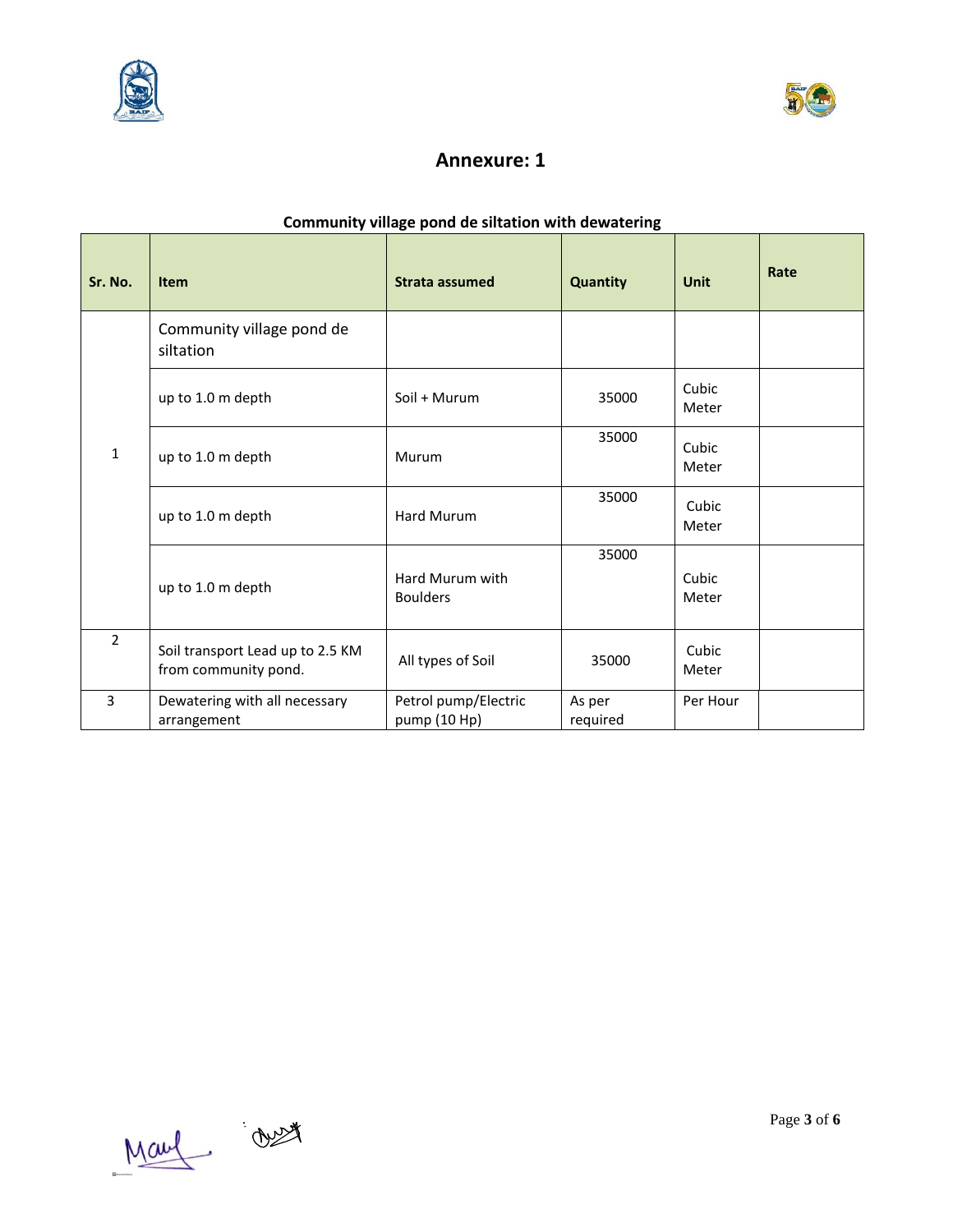## Annexure: 1

**Community village pond de siltation with dewatering**

| Sr. No. | Item | Strata assumed | Quantity | Unit | Rate |
|---|---|---|---|---|---|
| 1 | Community village pond de siltation | | | | |
| | up to 1.0 m depth | Soil + Murum | 35000 | Cubic Meter | |
| | up to 1.0 m depth | Murum | 35000 | Cubic Meter | |
| | up to 1.0 m depth | Hard Murum | 35000 | Cubic Meter | |
| | up to 1.0 m depth | Hard Murum with Boulders | 35000 | Cubic Meter | |
| 2 | Soil transport Lead up to 2.5 KM from community pond. | All types of Soil | 35000 | Cubic Meter | |
| 3 | Dewatering with all necessary arrangement | Petrol pump/Electric pump (10 Hp) | As per required | Per Hour | |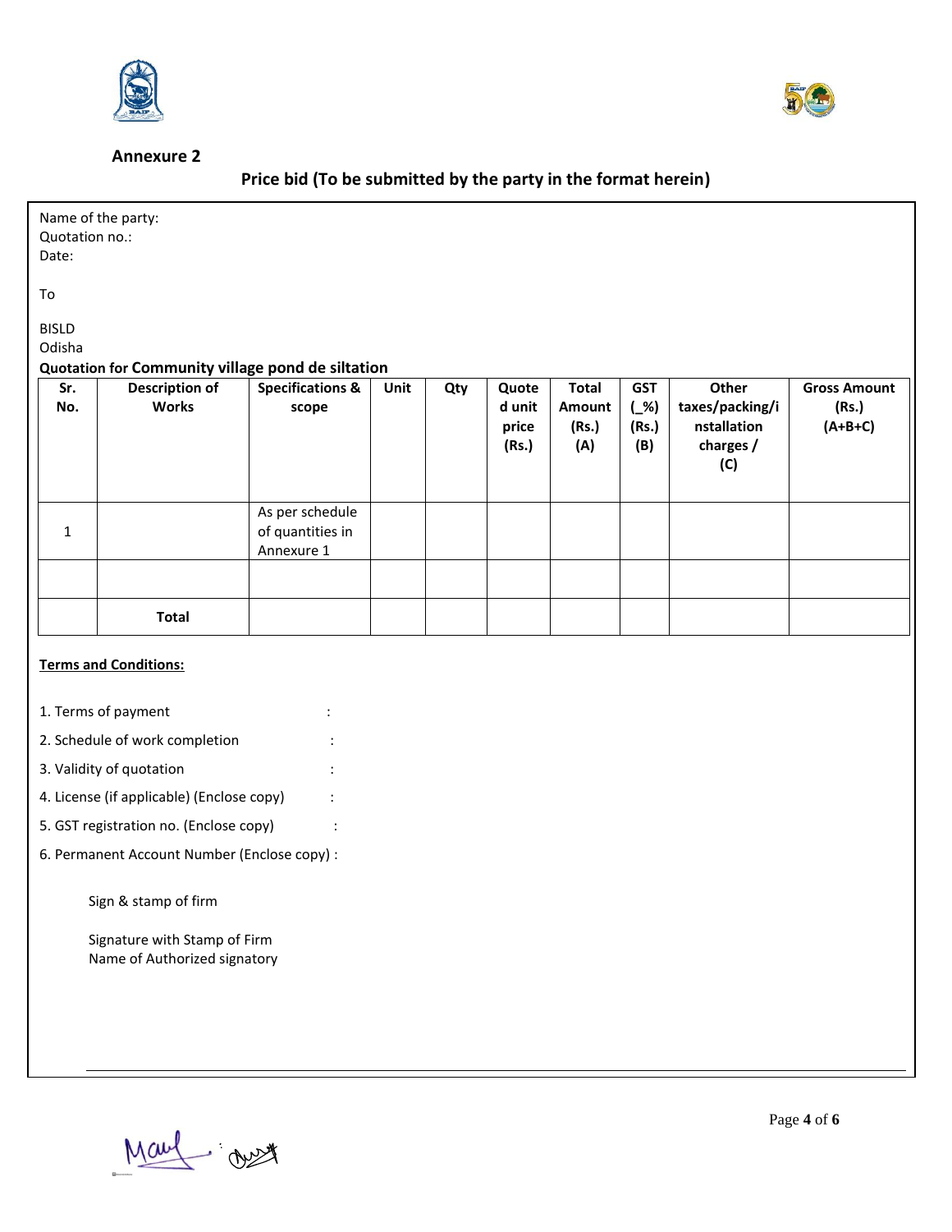**Annexure 2**

**Price bid (To be submitted by the party in the format herein)**

Name of the party:
Quotation no.:
Date:

To

BISLD
Odisha

**Quotation for Community village pond de siltation**

| Sr. No. | Description of Works | Specifications & scope | Unit | Qty | Quoted unit price (Rs.) | Total Amount (Rs.) (A) | GST (_%) (Rs.) (B) | Other taxes/packing/installation charges / (C) | Gross Amount (Rs.) (A+B+C) |
|---|---|---|---|---|---|---|---|---|---|
| 1 | | As per schedule of quantities in Annexure 1 | | | | | | | |
| | | | | | | | | | |
| | **Total** | | | | | | | | |

**Terms and Conditions:**

1. Terms of payment :
2. Schedule of work completion :
3. Validity of quotation :
4. License (if applicable) (Enclose copy) :
5. GST registration no. (Enclose copy) :
6. Permanent Account Number (Enclose copy) :

Sign & stamp of firm

Signature with Stamp of Firm
Name of Authorized signatory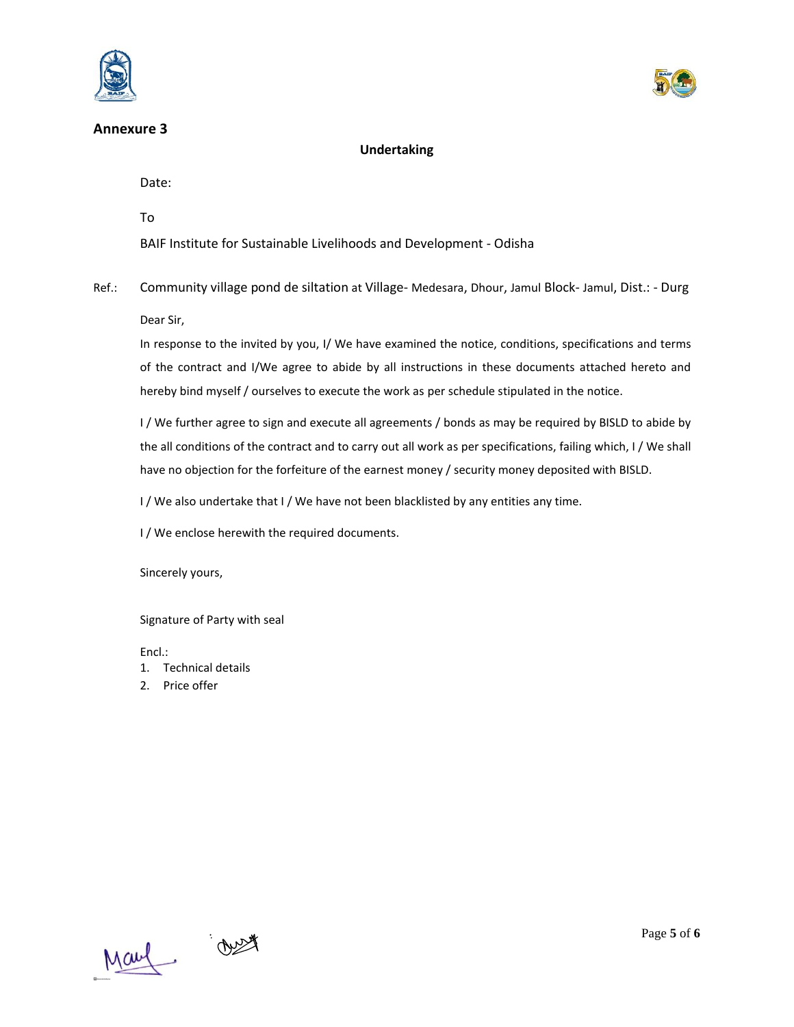## Annexure 3

**Undertaking**

Date:

To

BAIF Institute for Sustainable Livelihoods and Development - Odisha

Ref.: Community village pond de siltation at Village- Medesara, Dhour, Jamul Block- Jamul, Dist.: - Durg

Dear Sir,

In response to the invited by you, I/ We have examined the notice, conditions, specifications and terms of the contract and I/We agree to abide by all instructions in these documents attached hereto and hereby bind myself / ourselves to execute the work as per schedule stipulated in the notice.

I / We further agree to sign and execute all agreements / bonds as may be required by BISLD to abide by the all conditions of the contract and to carry out all work as per specifications, failing which, I / We shall have no objection for the forfeiture of the earnest money / security money deposited with BISLD.

I / We also undertake that I / We have not been blacklisted by any entities any time.

I / We enclose herewith the required documents.

Sincerely yours,

Signature of Party with seal

Encl.:

1. Technical details
2. Price offer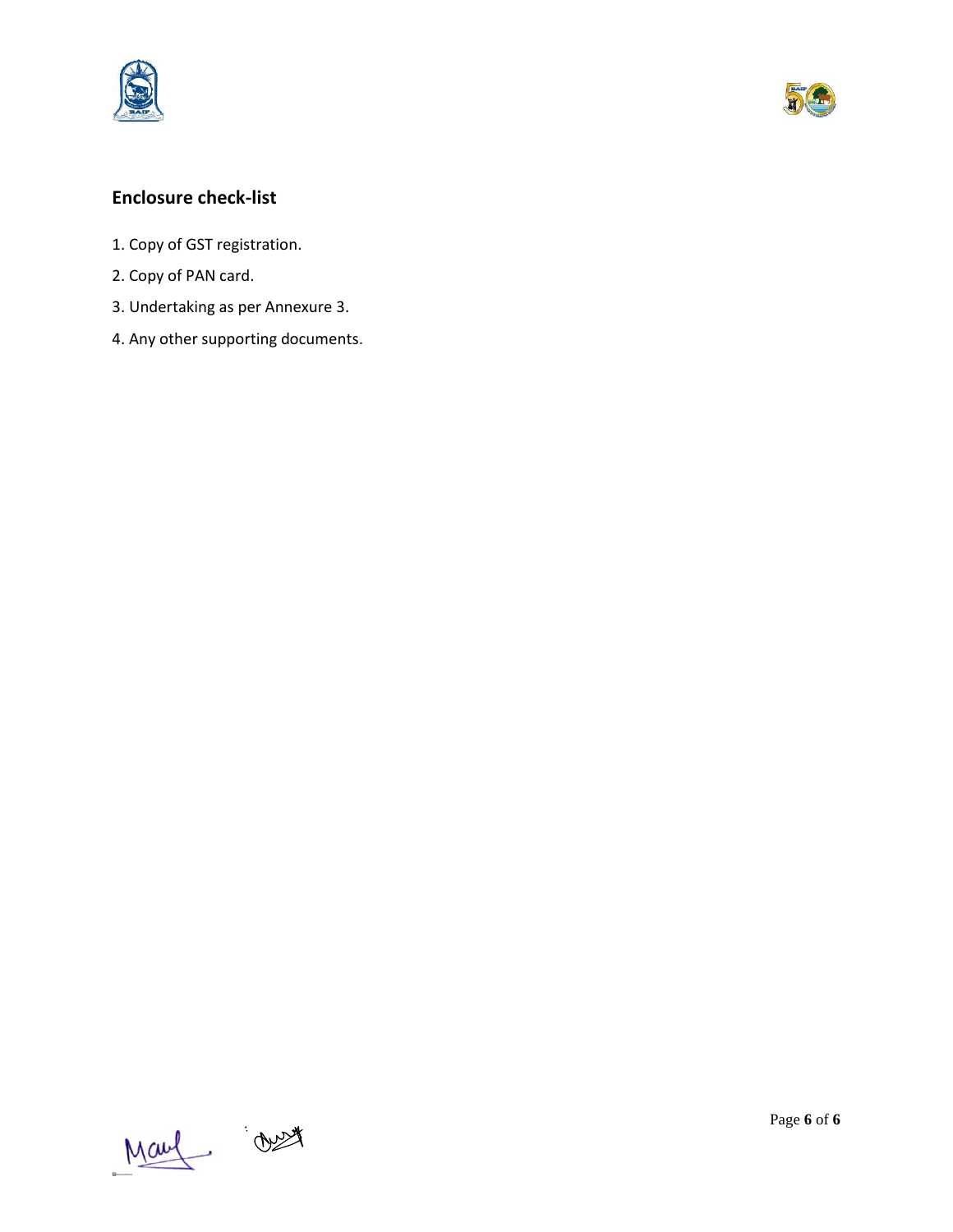## Enclosure check-list

1. Copy of GST registration.
2. Copy of PAN card.
3. Undertaking as per Annexure 3.
4. Any other supporting documents.